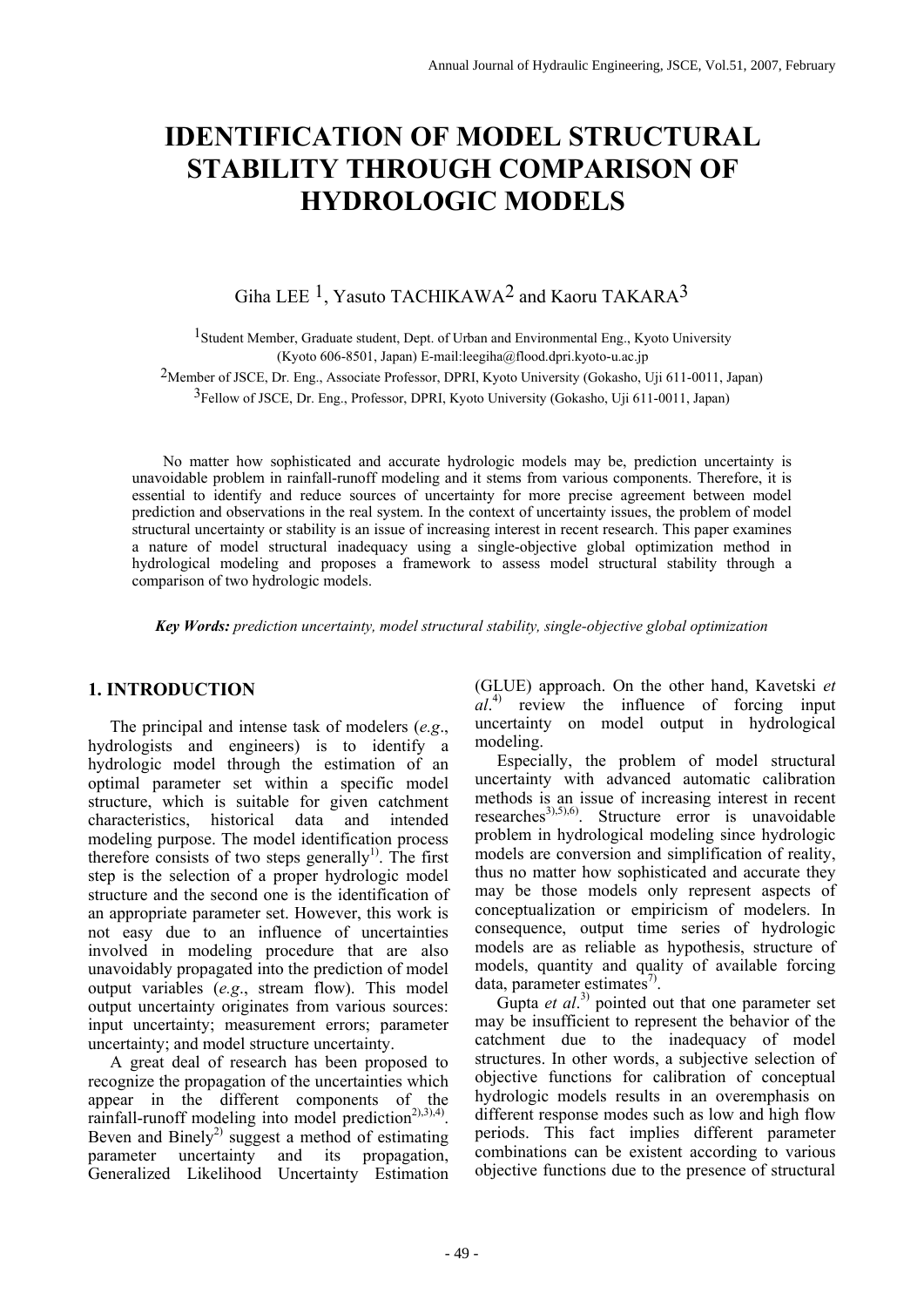# IDENTIFICATION OF MODEL STRUCTURAL STABILITY THROUGH COMPARISON OF HYDROLOGIC MODELS

Giha LEE [1], Yasuto TACHIKAWA[2] and Kaoru TAKARA[3]

[1]Student Member, Graduate student, Dept. of Urban and Environmental Eng., Kyoto University (Kyoto 606-8501, Japan) E-mail:leegiha@flood.dpri.kyoto-u.ac.jp

[2]Member of JSCE, Dr. Eng., Associate Professor, DPRI, Kyoto University (Gokasho, Uji 611-0011, Japan)

[3]Fellow of JSCE, Dr. Eng., Professor, DPRI, Kyoto University (Gokasho, Uji 611-0011, Japan)

No matter how sophisticated and accurate hydrologic models may be, prediction uncertainty is unavoidable problem in rainfall-runoff modeling and it stems from various components. Therefore, it is essential to identify and reduce sources of uncertainty for more precise agreement between model prediction and observations in the real system. In the context of uncertainty issues, the problem of model structural uncertainty or stability is an issue of increasing interest in recent research. This paper examines a nature of model structural inadequacy using a single-objective global optimization method in hydrological modeling and proposes a framework to assess model structural stability through a comparison of two hydrologic models.

***Key Words:*** *prediction uncertainty, model structural stability, single-objective global optimization*

## 1. INTRODUCTION

The principal and intense task of modelers (*e.g*., hydrologists and engineers) is to identify a hydrologic model through the estimation of an optimal parameter set within a specific model structure, which is suitable for given catchment characteristics, historical data and intended modeling purpose. The model identification process therefore consists of two steps generally[1]. The first step is the selection of a proper hydrologic model structure and the second one is the identification of an appropriate parameter set. However, this work is not easy due to an influence of uncertainties involved in modeling procedure that are also unavoidably propagated into the prediction of model output variables (*e.g*., stream flow). This model output uncertainty originates from various sources: input uncertainty; measurement errors; parameter uncertainty; and model structure uncertainty.

A great deal of research has been proposed to recognize the propagation of the uncertainties which appear in the different components of the rainfall-runoff modeling into model prediction[2],[3],[4]. Beven and Binely[2] suggest a method of estimating parameter uncertainty and its propagation, Generalized Likelihood Uncertainty Estimation (GLUE) approach. On the other hand, Kavetski *et al*.[4] review the influence of forcing input uncertainty on model output in hydrological modeling.

Especially, the problem of model structural uncertainty with advanced automatic calibration methods is an issue of increasing interest in recent researches[3],[5],[6]. Structure error is unavoidable problem in hydrological modeling since hydrologic models are conversion and simplification of reality, thus no matter how sophisticated and accurate they may be those models only represent aspects of conceptualization or empiricism of modelers. In consequence, output time series of hydrologic models are as reliable as hypothesis, structure of models, quantity and quality of available forcing data, parameter estimates[7].

Gupta *et al*.[3] pointed out that one parameter set may be insufficient to represent the behavior of the catchment due to the inadequacy of model structures. In other words, a subjective selection of objective functions for calibration of conceptual hydrologic models results in an overemphasis on different response modes such as low and high flow periods. This fact implies different parameter combinations can be existent according to various objective functions due to the presence of structural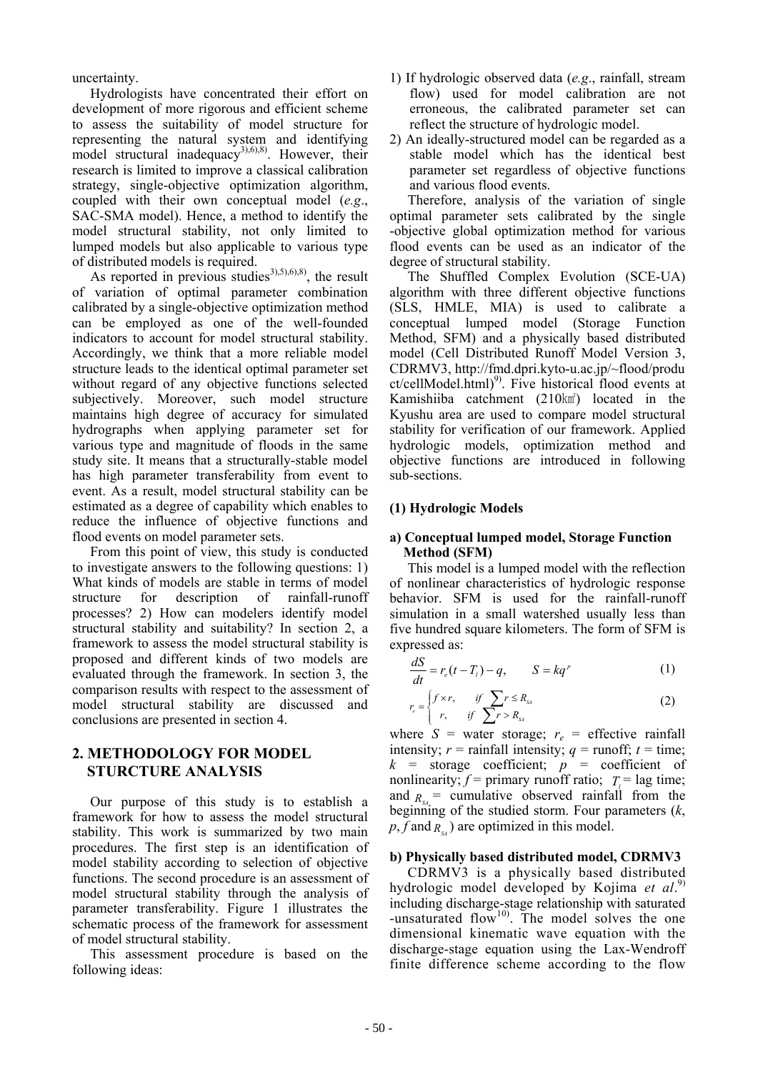uncertainty.

Hydrologists have concentrated their effort on development of more rigorous and efficient scheme to assess the suitability of model structure for representing the natural system and identifying model structural inadequacy[3),6),8)]. However, their research is limited to improve a classical calibration strategy, single-objective optimization algorithm, coupled with their own conceptual model (*e.g*., SAC-SMA model). Hence, a method to identify the model structural stability, not only limited to lumped models but also applicable to various type of distributed models is required.

As reported in previous studies[3),5),6),8)], the result of variation of optimal parameter combination calibrated by a single-objective optimization method can be employed as one of the well-founded indicators to account for model structural stability. Accordingly, we think that a more reliable model structure leads to the identical optimal parameter set without regard of any objective functions selected subjectively. Moreover, such model structure maintains high degree of accuracy for simulated hydrographs when applying parameter set for various type and magnitude of floods in the same study site. It means that a structurally-stable model has high parameter transferability from event to event. As a result, model structural stability can be estimated as a degree of capability which enables to reduce the influence of objective functions and flood events on model parameter sets.

From this point of view, this study is conducted to investigate answers to the following questions: 1) What kinds of models are stable in terms of model structure for description of rainfall-runoff processes? 2) How can modelers identify model structural stability and suitability? In section 2, a framework to assess the model structural stability is proposed and different kinds of two models are evaluated through the framework. In section 3, the comparison results with respect to the assessment of model structural stability are discussed and conclusions are presented in section 4.

## 2. METHODOLOGY FOR MODEL STURCTURE ANALYSIS

Our purpose of this study is to establish a framework for how to assess the model structural stability. This work is summarized by two main procedures. The first step is an identification of model stability according to selection of objective functions. The second procedure is an assessment of model structural stability through the analysis of parameter transferability. Figure 1 illustrates the schematic process of the framework for assessment of model structural stability.

This assessment procedure is based on the following ideas:

1) If hydrologic observed data (*e.g*., rainfall, stream flow) used for model calibration are not erroneous, the calibrated parameter set can reflect the structure of hydrologic model.
2) An ideally-structured model can be regarded as a stable model which has the identical best parameter set regardless of objective functions and various flood events.

Therefore, analysis of the variation of single optimal parameter sets calibrated by the single -objective global optimization method for various flood events can be used as an indicator of the degree of structural stability.

The Shuffled Complex Evolution (SCE-UA) algorithm with three different objective functions (SLS, HMLE, MIA) is used to calibrate a conceptual lumped model (Storage Function Method, SFM) and a physically based distributed model (Cell Distributed Runoff Model Version 3, CDRMV3, http://fmd.dpri.kyto-u.ac.jp/~flood/product/cellModel.html)[9)]. Five historical flood events at Kamishiiba catchment (210㎢) located in the Kyushu area are used to compare model structural stability for verification of our framework. Applied hydrologic models, optimization method and objective functions are introduced in following sub-sections.

### (1) Hydrologic Models

#### a) Conceptual lumped model, Storage Function Method (SFM)

This model is a lumped model with the reflection of nonlinear characteristics of hydrologic response behavior. SFM is used for the rainfall-runoff simulation in a small watershed usually less than five hundred square kilometers. The form of SFM is expressed as:

$$\frac{dS}{dt} = r_e(t - T_l) - q, \qquad S = kq^p \tag{1}$$

$$r_e = \begin{cases} f \times r, & if \ \sum r \le R_{SA} \\ r, & if \ \sum r > R_{SA} \end{cases} \tag{2}$$

where $S$ = water storage; $r_e$ = effective rainfall intensity; $r$ = rainfall intensity; $q$ = runoff; $t$ = time; $k$ = storage coefficient; $p$ = coefficient of nonlinearity; $f$ = primary runoff ratio; $T_l$ = lag time; and $R_{SA}$ = cumulative observed rainfall from the beginning of the studied storm. Four parameters ($k$, $p$, $f$ and $R_{SA}$) are optimized in this model.

#### b) Physically based distributed model, CDRMV3

CDRMV3 is a physically based distributed hydrologic model developed by Kojima *et al*.[9)] including discharge-stage relationship with saturated -unsaturated flow[10)]. The model solves the one dimensional kinematic wave equation with the discharge-stage equation using the Lax-Wendroff finite difference scheme according to the flow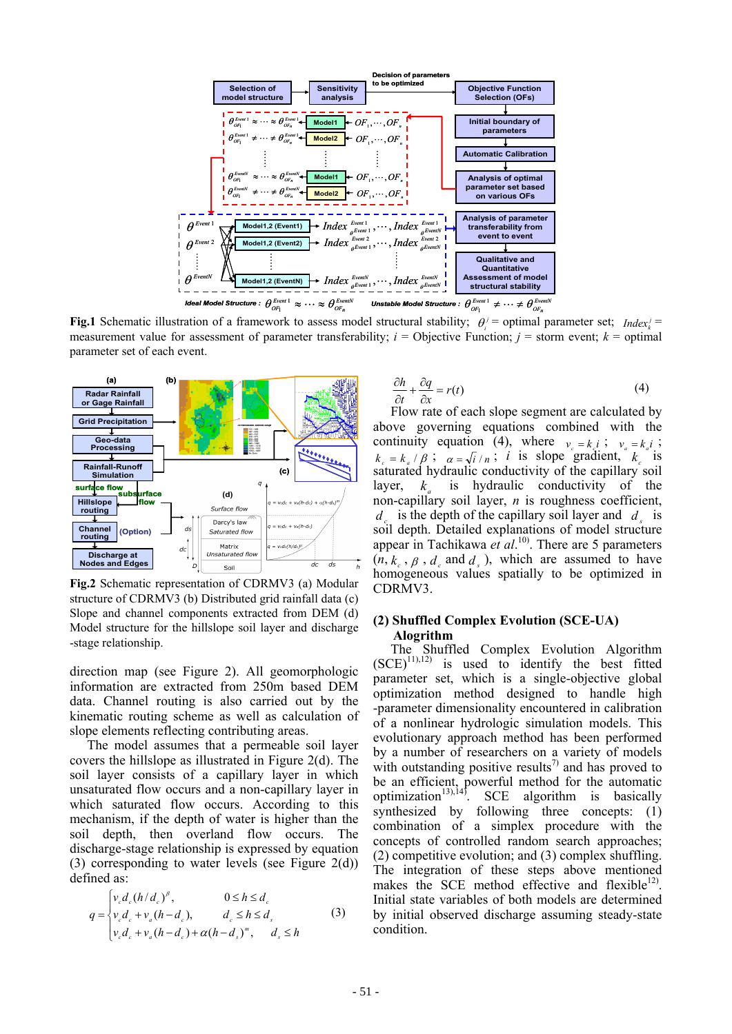**Fig.1** Schematic illustration of a framework to assess model structural stability; $\theta_i^j$ = optimal parameter set; $Index_k^j$ = measurement value for assessment of parameter transferability; $i$ = Objective Function; $j$ = storm event; $k$ = optimal parameter set of each event.

**Fig.2** Schematic representation of CDRMV3 (a) Modular structure of CDRMV3 (b) Distributed grid rainfall data (c) Slope and channel components extracted from DEM (d) Model structure for the hillslope soil layer and discharge-stage relationship.

direction map (see Figure 2). All geomorphologic information are extracted from 250m based DEM data. Channel routing is also carried out by the kinematic routing scheme as well as calculation of slope elements reflecting contributing areas.

The model assumes that a permeable soil layer covers the hillslope as illustrated in Figure 2(d). The soil layer consists of a capillary layer in which unsaturated flow occurs and a non-capillary layer in which saturated flow occurs. According to this mechanism, if the depth of water is higher than the soil depth, then overland flow occurs. The discharge-stage relationship is expressed by equation (3) corresponding to water levels (see Figure 2(d)) defined as:

$$q = \begin{cases} v_c d_c (h/d_c)^{\beta}, & 0 \le h \le d_c \\ v_c d_c + v_a (h - d_c), & d_c \le h \le d_s \\ v_c d_c + v_a (h - d_c) + \alpha (h - d_s)^m, & d_s \le h \end{cases} \tag{3}$$

$$\frac{\partial h}{\partial t} + \frac{\partial q}{\partial x} = r(t) \tag{4}$$

Flow rate of each slope segment are calculated by above governing equations combined with the continuity equation (4), where $v_c = k_c i$ ; $v_a = k_a i$ ; $k_c = k_a / \beta$ ; $\alpha = \sqrt{i} / n$ ; $i$ is slope gradient, $k_c$ is saturated hydraulic conductivity of the capillary soil layer, $k_a$ is hydraulic conductivity of the non-capillary soil layer, $n$ is roughness coefficient, $d_c$ is the depth of the capillary soil layer and $d_s$ is soil depth. Detailed explanations of model structure appear in Tachikawa *et al.*[10]. There are 5 parameters ($n, k_c, \beta, d_c$ and $d_s$), which are assumed to have homogeneous values spatially to be optimized in CDRMV3.

### (2) Shuffled Complex Evolution (SCE-UA) Alogrithm

The Shuffled Complex Evolution Algorithm (SCE)[11),12)] is used to identify the best fitted parameter set, which is a single-objective global optimization method designed to handle high-parameter dimensionality encountered in calibration of a nonlinear hydrologic simulation models. This evolutionary approach method has been performed by a number of researchers on a variety of models with outstanding positive results[7)] and has proved to be an efficient, powerful method for the automatic optimization[13),14)]. SCE algorithm is basically synthesized by following three concepts: (1) combination of a simplex procedure with the concepts of controlled random search approaches; (2) competitive evolution; and (3) complex shuffling. The integration of these steps above mentioned makes the SCE method effective and flexible[12)]. Initial state variables of both models are determined by initial observed discharge assuming steady-state condition.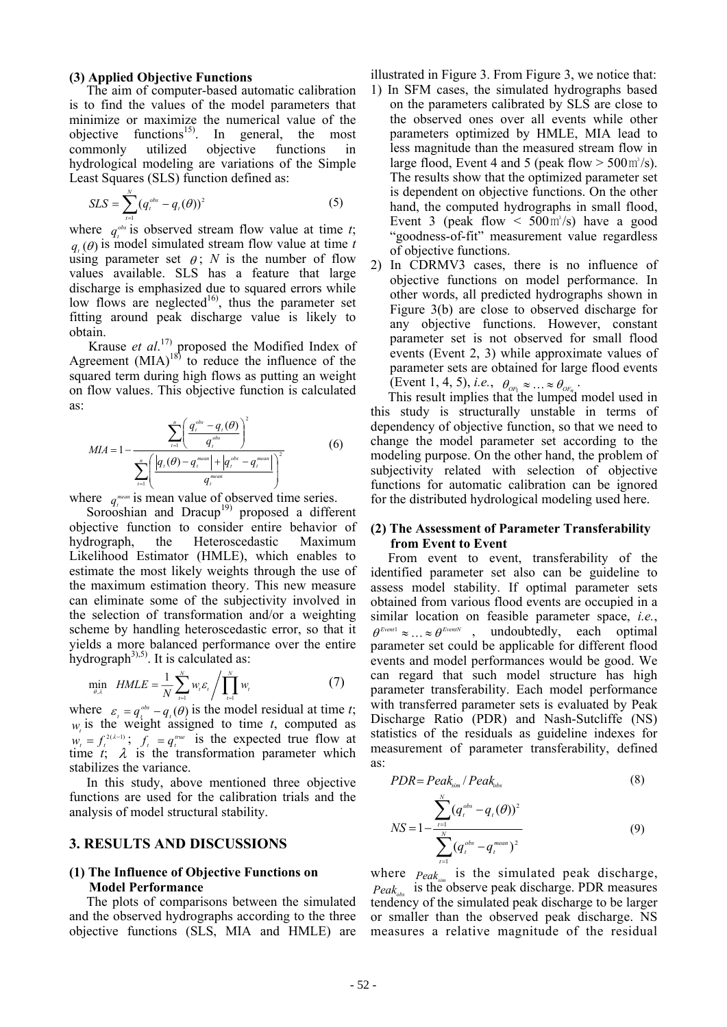### (3) Applied Objective Functions

The aim of computer-based automatic calibration is to find the values of the model parameters that minimize or maximize the numerical value of the objective functions[15]. In general, the most commonly utilized objective functions in hydrological modeling are variations of the Simple Least Squares (SLS) function defined as:

$$SLS = \sum_{t=1}^{N} (q_t^{obs} - q_t(\theta))^2 \tag{5}$$

where $q_t^{obs}$ is observed stream flow value at time *t*; $q_t(\theta)$ is model simulated stream flow value at time *t* using parameter set $\theta$; $N$ is the number of flow values available. SLS has a feature that large discharge is emphasized due to squared errors while low flows are neglected[16], thus the parameter set fitting around peak discharge value is likely to obtain.

Krause *et al.*[17] proposed the Modified Index of Agreement (MIA)[18] to reduce the influence of the squared term during high flows as putting an weight on flow values. This objective function is calculated as:

$$MIA = 1 - \frac{\sum_{t=1}^{n} \left( \frac{q_t^{obs} - q_t(\theta)}{q_t^{obs}} \right)^2}{\sum_{t=1}^{n} \left( \frac{\left| q_t(\theta) - q_t^{mean} \right| + \left| q_t^{obs} - q_t^{mean} \right|}{q_t^{mean}} \right)^2} \tag{6}$$

where $q_t^{mean}$ is mean value of observed time series.

Sorooshian and Dracup[19] proposed a different objective function to consider entire behavior of hydrograph, the Heteroscedastic Maximum Likelihood Estimator (HMLE), which enables to estimate the most likely weights through the use of the maximum estimation theory. This new measure can eliminate some of the subjectivity involved in the selection of transformation and/or a weighting scheme by handling heteroscedastic error, so that it yields a more balanced performance over the entire hydrograph[3),5)]. It is calculated as:

$$\min_{\theta,\lambda} \; HMLE = \frac{1}{N} \sum_{t=1}^{N} w_t \varepsilon_t \bigg/ \prod_{t=1}^{N} w_t \tag{7}$$

where $\varepsilon_t = q_t^{obs} - q_t(\theta)$ is the model residual at time *t*; $w_t$ is the weight assigned to time *t*, computed as $w_t = f_t^{2(\lambda-1)}$; $f_t = q_t^{true}$ is the expected true flow at time *t*; $\lambda$ is the transformation parameter which stabilizes the variance.

In this study, above mentioned three objective functions are used for the calibration trials and the analysis of model structural stability.

## 3. RESULTS AND DISCUSSIONS

### (1) The Influence of Objective Functions on Model Performance

The plots of comparisons between the simulated and the observed hydrographs according to the three objective functions (SLS, MIA and HMLE) are illustrated in Figure 3. From Figure 3, we notice that:

1) In SFM cases, the simulated hydrographs based on the parameters calibrated by SLS are close to the observed ones over all events while other parameters optimized by HMLE, MIA lead to less magnitude than the measured stream flow in large flood, Event 4 and 5 (peak flow > 500㎥/s). The results show that the optimized parameter set is dependent on objective functions. On the other hand, the computed hydrographs in small flood, Event 3 (peak flow < 500㎥/s) have a good "goodness-of-fit" measurement value regardless of objective functions.
2) In CDRMV3 cases, there is no influence of objective functions on model performance. In other words, all predicted hydrographs shown in Figure 3(b) are close to observed discharge for any objective functions. However, constant parameter set is not observed for small flood events (Event 2, 3) while approximate values of parameter sets are obtained for large flood events (Event 1, 4, 5), *i.e.*, $\theta_{OF_1} \approx \ldots \approx \theta_{OF_n}$.

This result implies that the lumped model used in this study is structurally unstable in terms of dependency of objective function, so that we need to change the model parameter set according to the modeling purpose. On the other hand, the problem of subjectivity related with selection of objective functions for automatic calibration can be ignored for the distributed hydrological modeling used here.

### (2) The Assessment of Parameter Transferability from Event to Event

From event to event, transferability of the identified parameter set also can be guideline to assess model stability. If optimal parameter sets obtained from various flood events are occupied in a similar location on feasible parameter space, *i.e.*, $\theta^{Event1} \approx \ldots \approx \theta^{EventN}$, undoubtedly, each optimal parameter set could be applicable for different flood events and model performances would be good. We can regard that such model structure has high parameter transferability. Each model performance with transferred parameter sets is evaluated by Peak Discharge Ratio (PDR) and Nash-Sutcliffe (NS) statistics of the residuals as guideline indexes for measurement of parameter transferability, defined as:

$$PDR = Peak_{sim} / Peak_{obs} \tag{8}$$

$$NS = 1 - \frac{\sum_{t=1}^{N} (q_t^{obs} - q_t(\theta))^2}{\sum_{t=1}^{N} (q_t^{obs} - q_t^{mean})^2} \tag{9}$$

where $Peak_{sim}$ is the simulated peak discharge, $Peak_{obs}$ is the observe peak discharge. PDR measures tendency of the simulated peak discharge to be larger or smaller than the observed peak discharge. NS measures a relative magnitude of the residual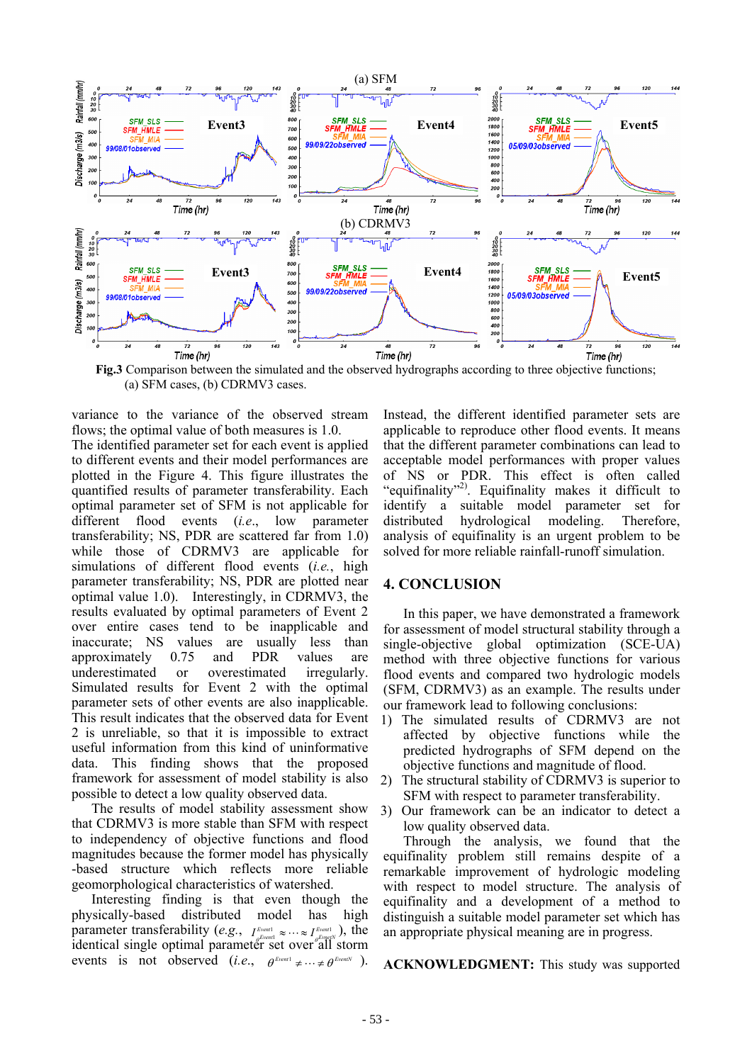Fig.3 Comparison between the simulated and the observed hydrographs according to three objective functions; (a) SFM cases, (b) CDRMV3 cases.

variance to the variance of the observed stream flows; the optimal value of both measures is 1.0.

The identified parameter set for each event is applied to different events and their model performances are plotted in the Figure 4. This figure illustrates the quantified results of parameter transferability. Each optimal parameter set of SFM is not applicable for different flood events (*i.e.*, low parameter transferability; NS, PDR are scattered far from 1.0) while those of CDRMV3 are applicable for simulations of different flood events (*i.e.*, high parameter transferability; NS, PDR are plotted near optimal value 1.0). Interestingly, in CDRMV3, the results evaluated by optimal parameters of Event 2 over entire cases tend to be inapplicable and inaccurate; NS values are usually less than approximately 0.75 and PDR values are underestimated or overestimated irregularly. Simulated results for Event 2 with the optimal parameter sets of other events are also inapplicable. This result indicates that the observed data for Event 2 is unreliable, so that it is impossible to extract useful information from this kind of uninformative data. This finding shows that the proposed framework for assessment of model stability is also possible to detect a low quality observed data.

The results of model stability assessment show that CDRMV3 is more stable than SFM with respect to independency of objective functions and flood magnitudes because the former model has physically -based structure which reflects more reliable geomorphological characteristics of watershed.

Interesting finding is that even though the physically-based distributed model has high parameter transferability (*e.g.*, $I^{Event1}_{\theta_{Event1}} \approx \cdots \approx I^{Event1}_{\theta_{EventN}}$), the identical single optimal parameter set over all storm events is not observed (*i.e.*, $\theta^{Event1} \neq \cdots \neq \theta^{EventN}$). Instead, the different identified parameter sets are applicable to reproduce other flood events. It means that the different parameter combinations can lead to acceptable model performances with proper values of NS or PDR. This effect is often called "equifinality"[2]. Equifinality makes it difficult to identify a suitable model parameter set for distributed hydrological modeling. Therefore, analysis of equifinality is an urgent problem to be solved for more reliable rainfall-runoff simulation.

## 4. CONCLUSION

In this paper, we have demonstrated a framework for assessment of model structural stability through a single-objective global optimization (SCE-UA) method with three objective functions for various flood events and compared two hydrologic models (SFM, CDRMV3) as an example. The results under our framework lead to following conclusions:

1) The simulated results of CDRMV3 are not affected by objective functions while the predicted hydrographs of SFM depend on the objective functions and magnitude of flood.
2) The structural stability of CDRMV3 is superior to SFM with respect to parameter transferability.
3) Our framework can be an indicator to detect a low quality observed data.

Through the analysis, we found that the equifinality problem still remains despite of a remarkable improvement of hydrologic modeling with respect to model structure. The analysis of equifinality and a development of a method to distinguish a suitable model parameter set which has an appropriate physical meaning are in progress.

**ACKNOWLEDGMENT:** This study was supported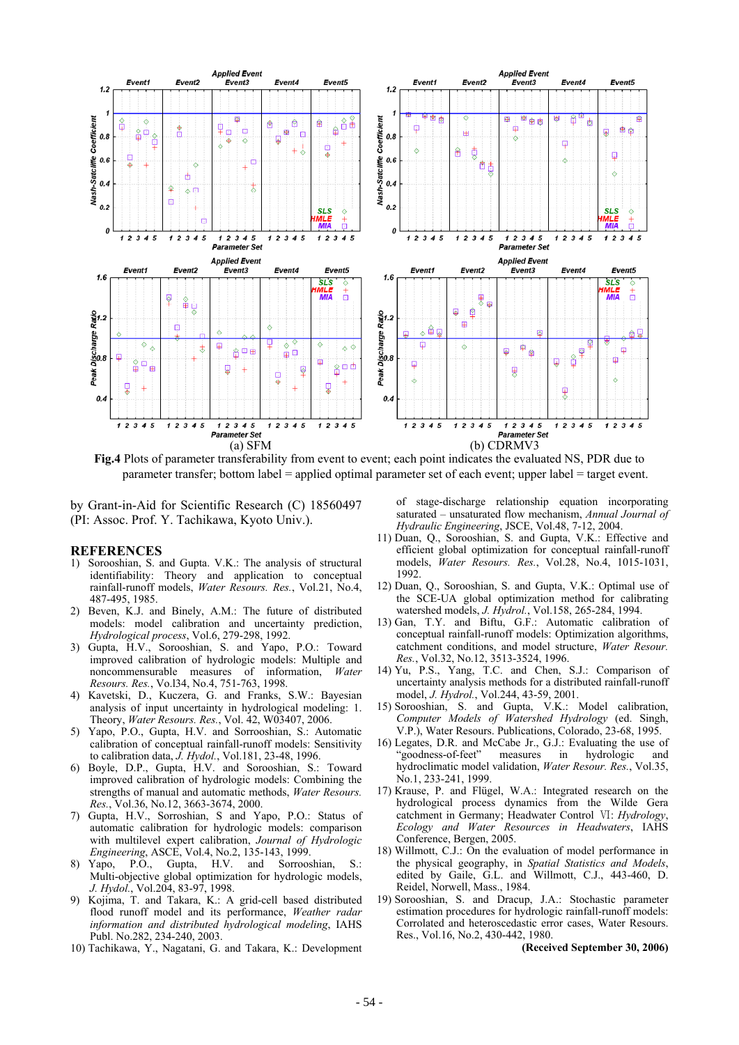Applied Event

Event1 Event2 Event3 Event4 Event5

Nash-Sutcliffe Coefficient

1.2 1 0.8 0.6 0.4 0.2 0

SLS HMLE MIA

1 2 3 4 5 1 2 3 4 5 1 2 3 4 5 1 2 3 4 5 1 2 3 4 5

Parameter Set

Applied Event

Event1 Event2 Event3 Event4 Event5

Nash-Sutcliffe Coefficient

1.2 1 0.8 0.6 0.4 0.2 0

SLS HMLE MIA

1 2 3 4 5 1 2 3 4 5 1 2 3 4 5 1 2 3 4 5 1 2 3 4 5

Parameter Set

Applied Event

Event1 Event2 Event3 Event4 Event5

Peak Discharge Ratio

1.6 1.2 0.8 0.4

SLS HMLE MIA

1 2 3 4 5 1 2 3 4 5 1 2 3 4 5 1 2 3 4 5 1 2 3 4 5

Parameter Set

(a) SFM

Applied Event

Event1 Event2 Event3 Event4 Event5

Peak Discharge Ratio

1.6 1.2 0.8 0.4

SLS HMLE MIA

1 2 3 4 5 1 2 3 4 5 1 2 3 4 5 1 2 3 4 5 1 2 3 4 5

Parameter Set

(b) CDRMV3

**Fig.4** Plots of parameter transferability from event to event; each point indicates the evaluated NS, PDR due to parameter transfer; bottom label = applied optimal parameter set of each event; upper label = target event.

by Grant-in-Aid for Scientific Research (C) 18560497 (PI: Assoc. Prof. Y. Tachikawa, Kyoto Univ.).

## REFERENCES

1) Sorooshian, S. and Gupta. V.K.: The analysis of structural identifiability: Theory and application to conceptual rainfall-runoff models, *Water Resours. Res.*, Vol.21, No.4, 487-495, 1985.
2) Beven, K.J. and Binely, A.M.: The future of distributed models: model calibration and uncertainty prediction, *Hydrological process*, Vol.6, 279-298, 1992.
3) Gupta, H.V., Sorooshian, S. and Yapo, P.O.: Toward improved calibration of hydrologic models: Multiple and noncommensurable measures of information, *Water Resours. Res.*, Vo.l34, No.4, 751-763, 1998.
4) Kavetski, D., Kuczera, G. and Franks, S.W.: Bayesian analysis of input uncertainty in hydrological modeling: 1. Theory, *Water Resours. Res.*, Vol. 42, W03407, 2006.
5) Yapo, P.O., Gupta, H.V. and Sorrooshian, S.: Automatic calibration of conceptual rainfall-runoff models: Sensitivity to calibration data, *J. Hydol.*, Vol.181, 23-48, 1996.
6) Boyle, D.P., Gupta, H.V. and Sorooshian, S.: Toward improved calibration of hydrologic models: Combining the strengths of manual and automatic methods, *Water Resours. Res.*, Vol.36, No.12, 3663-3674, 2000.
7) Gupta, H.V., Sorroshian, S and Yapo, P.O.: Status of automatic calibration for hydrologic models: comparison with multilevel expert calibration, *Journal of Hydrologic Engineering*, ASCE, Vol.4, No.2, 135-143, 1999.
8) Yapo, P.O., Gupta, H.V. and Sorrooshian, S.: Multi-objective global optimization for hydrologic models, *J. Hydol.*, Vol.204, 83-97, 1998.
9) Kojima, T. and Takara, K.: A grid-cell based distributed flood runoff model and its performance, *Weather radar information and distributed hydrological modeling*, IAHS Publ. No.282, 234-240, 2003.
10) Tachikawa, Y., Nagatani, G. and Takara, K.: Development of stage-discharge relationship equation incorporating saturated – unsaturated flow mechanism, *Annual Journal of Hydraulic Engineering*, JSCE, Vol.48, 7-12, 2004.
11) Duan, Q., Sorooshian, S. and Gupta, V.K.: Effective and efficient global optimization for conceptual rainfall-runoff models, *Water Resours. Res.*, Vol.28, No.4, 1015-1031, 1992.
12) Duan, Q., Sorooshian, S. and Gupta, V.K.: Optimal use of the SCE-UA global optimization method for calibrating watershed models, *J. Hydrol.*, Vol.158, 265-284, 1994.
13) Gan, T.Y. and Biftu, G.F.: Automatic calibration of conceptual rainfall-runoff models: Optimization algorithms, catchment conditions, and model structure, *Water Resour. Res.*, Vol.32, No.12, 3513-3524, 1996.
14) Yu, P.S., Yang, T.C. and Chen, S.J.: Comparison of uncertainty analysis methods for a distributed rainfall-runoff model, *J. Hydrol.*, Vol.244, 43-59, 2001.
15) Sorooshian, S. and Gupta, V.K.: Model calibration, *Computer Models of Watershed Hydrology* (ed. Singh, V.P.), Water Resours. Publications, Colorado, 23-68, 1995.
16) Legates, D.R. and McCabe Jr., G.J.: Evaluating the use of "goodness-of-feet" measures in hydrologic and hydroclimatic model validation, *Water Resour. Res.*, Vol.35, No.1, 233-241, 1999.
17) Krause, P. and Flügel, W.A.: Integrated research on the hydrological process dynamics from the Wilde Gera catchment in Germany; Headwater Control Ⅵ: *Hydrology, Ecology and Water Resources in Headwaters*, IAHS Conference, Bergen, 2005.
18) Willmott, C.J.: On the evaluation of model performance in the physical geography, in *Spatial Statistics and Models*, edited by Gaile, G.L. and Willmott, C.J., 443-460, D. Reidel, Norwell, Mass., 1984.
19) Sorooshian, S. and Dracup, J.A.: Stochastic parameter estimation procedures for hydrologic rainfall-runoff models: Corrolated and heteroscedastic error cases, Water Resours. Res., Vol.16, No.2, 430-442, 1980.

**(Received September 30, 2006)**